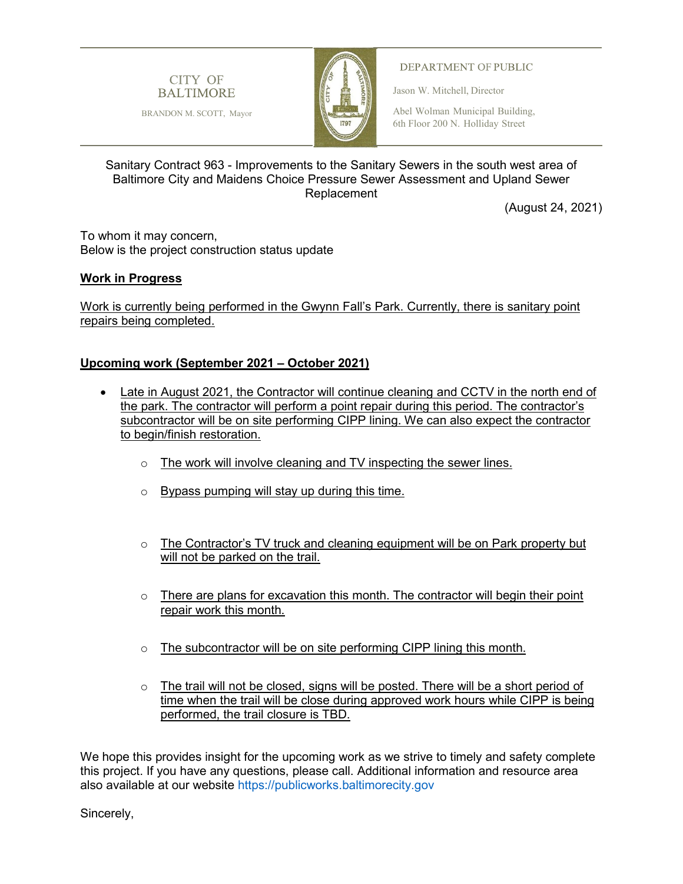CITY OF BALTIMORE

BRANDON M. SCOTT, Mayor

DEPARTMENT OF PUBLIC

Jason W. Mitchell, Director

Abel Wolman Municipal Building, 6th Floor 200 N. Holliday Street

Sanitary Contract 963 - Improvements to the Sanitary Sewers in the south west area of Baltimore City and Maidens Choice Pressure Sewer Assessment and Upland Sewer Replacement

(August 24, 2021)

To whom it may concern,
Below is the project construction status update

**Work in Progress**

Work is currently being performed in the Gwynn Fall's Park. Currently, there is sanitary point repairs being completed.

**Upcoming work (September 2021 – October 2021)**

- Late in August 2021, the Contractor will continue cleaning and CCTV in the north end of the park. The contractor will perform a point repair during this period. The contractor's subcontractor will be on site performing CIPP lining. We can also expect the contractor to begin/finish restoration.
    - The work will involve cleaning and TV inspecting the sewer lines.
    - Bypass pumping will stay up during this time.
    - The Contractor's TV truck and cleaning equipment will be on Park property but will not be parked on the trail.
    - There are plans for excavation this month. The contractor will begin their point repair work this month.
    - The subcontractor will be on site performing CIPP lining this month.
    - The trail will not be closed, signs will be posted. There will be a short period of time when the trail will be close during approved work hours while CIPP is being performed, the trail closure is TBD.

We hope this provides insight for the upcoming work as we strive to timely and safety complete this project. If you have any questions, please call. Additional information and resource area also available at our website https://publicworks.baltimorecity.gov

Sincerely,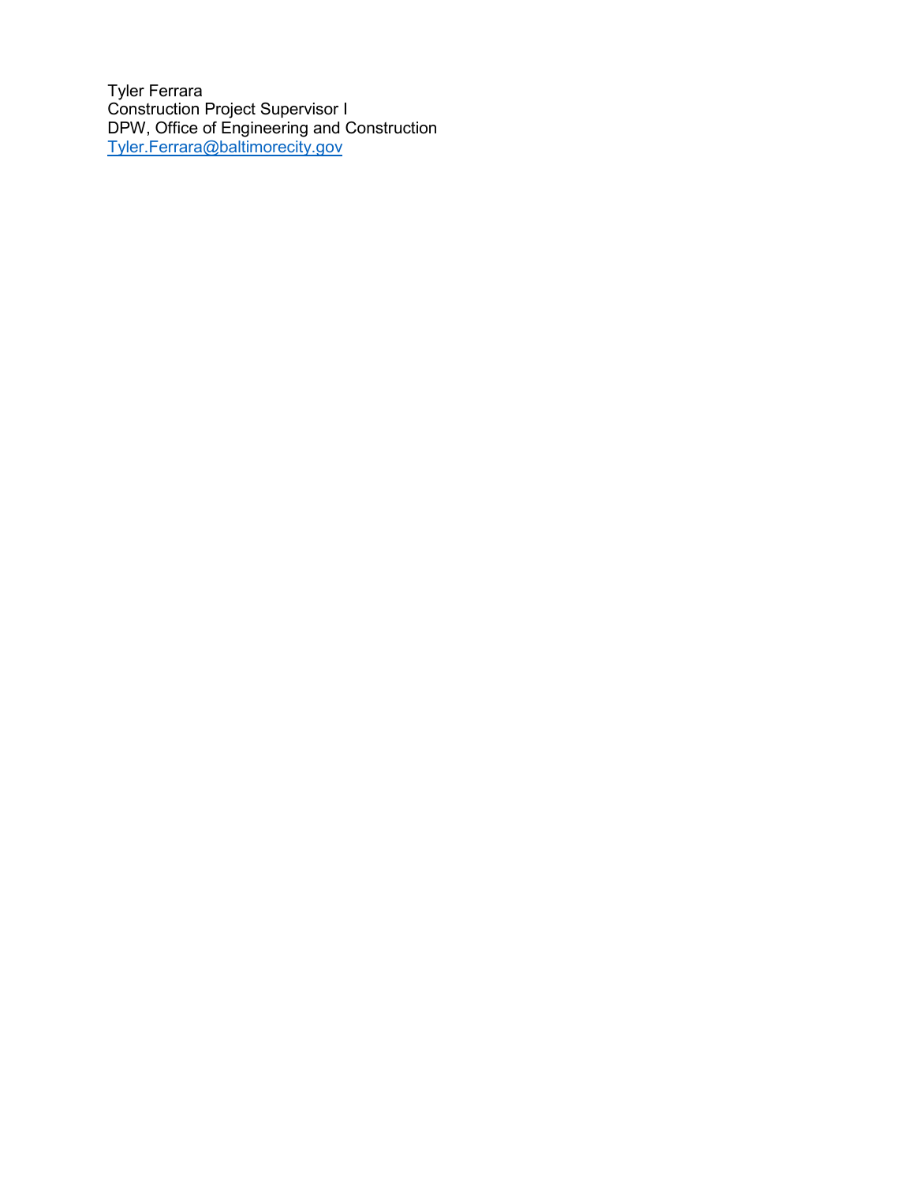Tyler Ferrara
Construction Project Supervisor I
DPW, Office of Engineering and Construction
Tyler.Ferrara@baltimorecity.gov